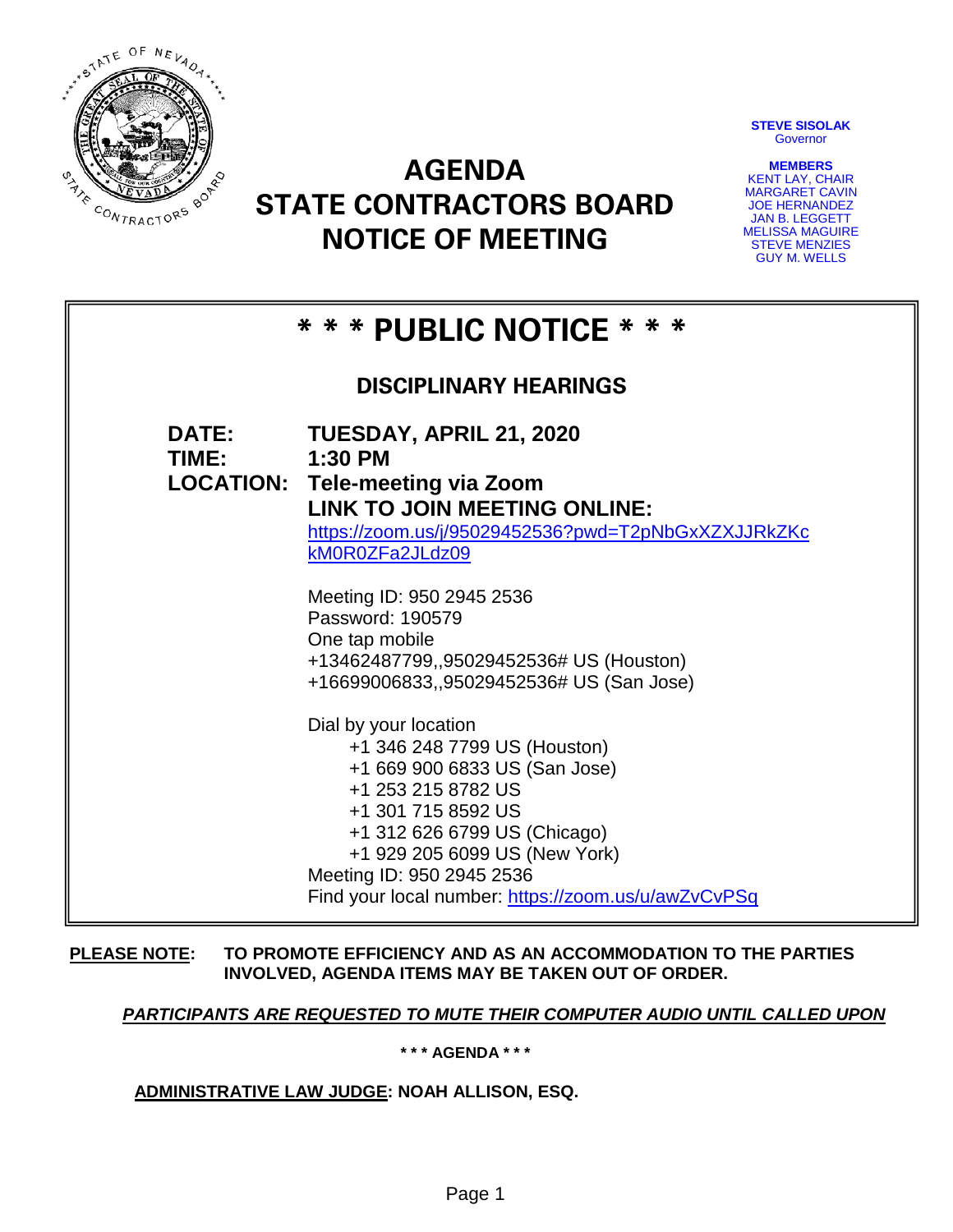STEVE SISOLAK
Governor

MEMBERS
KENT LAY, CHAIR
MARGARET CAVIN
JOE HERNANDEZ
JAN B. LEGGETT
MELISSA MAGUIRE
STEVE MENZIES
GUY M. WELLS

# AGENDA
# STATE CONTRACTORS BOARD
# NOTICE OF MEETING

## * * * PUBLIC NOTICE * * *

### DISCIPLINARY HEARINGS

**DATE:** **TUESDAY, APRIL 21, 2020**
**TIME:** **1:30 PM**
**LOCATION:** **Tele-meeting via Zoom**
**LINK TO JOIN MEETING ONLINE:**
https://zoom.us/j/95029452536?pwd=T2pNbGxXZXJJRkZKckM0R0ZFa2JLdz09

Meeting ID: 950 2945 2536
Password: 190579
One tap mobile
+13462487799,,95029452536# US (Houston)
+16699006833,,95029452536# US (San Jose)

Dial by your location
+1 346 248 7799 US (Houston)
+1 669 900 6833 US (San Jose)
+1 253 215 8782 US
+1 301 715 8592 US
+1 312 626 6799 US (Chicago)
+1 929 205 6099 US (New York)
Meeting ID: 950 2945 2536
Find your local number: https://zoom.us/u/awZvCvPSq

**PLEASE NOTE:** **TO PROMOTE EFFICIENCY AND AS AN ACCOMMODATION TO THE PARTIES INVOLVED, AGENDA ITEMS MAY BE TAKEN OUT OF ORDER.**

***PARTICIPANTS ARE REQUESTED TO MUTE THEIR COMPUTER AUDIO UNTIL CALLED UPON***

**\* \* \* AGENDA \* \* \***

**ADMINISTRATIVE LAW JUDGE: NOAH ALLISON, ESQ.**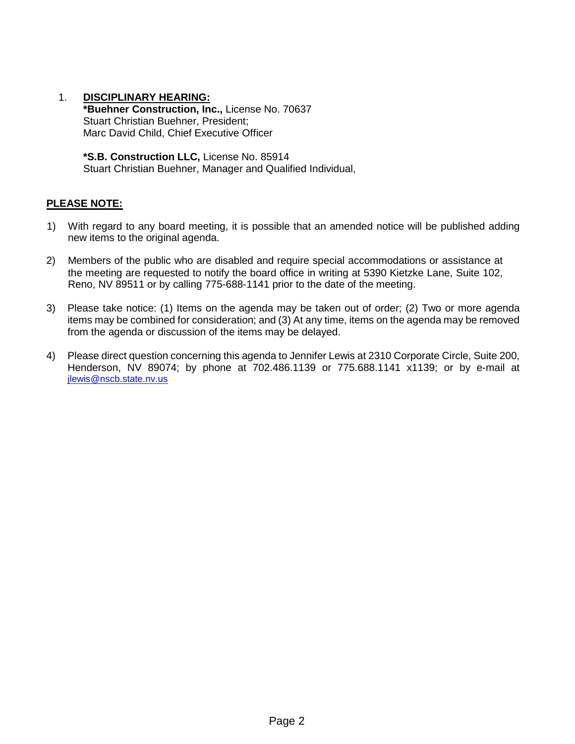1. **DISCIPLINARY HEARING:**
   ***Buehner Construction, Inc.,** License No. 70637
   Stuart Christian Buehner, President;
   Marc David Child, Chief Executive Officer

   ***S.B. Construction LLC,** License No. 85914
   Stuart Christian Buehner, Manager and Qualified Individual,

**PLEASE NOTE:**

1) With regard to any board meeting, it is possible that an amended notice will be published adding new items to the original agenda.

2) Members of the public who are disabled and require special accommodations or assistance at the meeting are requested to notify the board office in writing at 5390 Kietzke Lane, Suite 102, Reno, NV 89511 or by calling 775-688-1141 prior to the date of the meeting.

3) Please take notice: (1) Items on the agenda may be taken out of order; (2) Two or more agenda items may be combined for consideration; and (3) At any time, items on the agenda may be removed from the agenda or discussion of the items may be delayed.

4) Please direct question concerning this agenda to Jennifer Lewis at 2310 Corporate Circle, Suite 200, Henderson, NV 89074; by phone at 702.486.1139 or 775.688.1141 x1139; or by e-mail at jlewis@nscb.state.nv.us